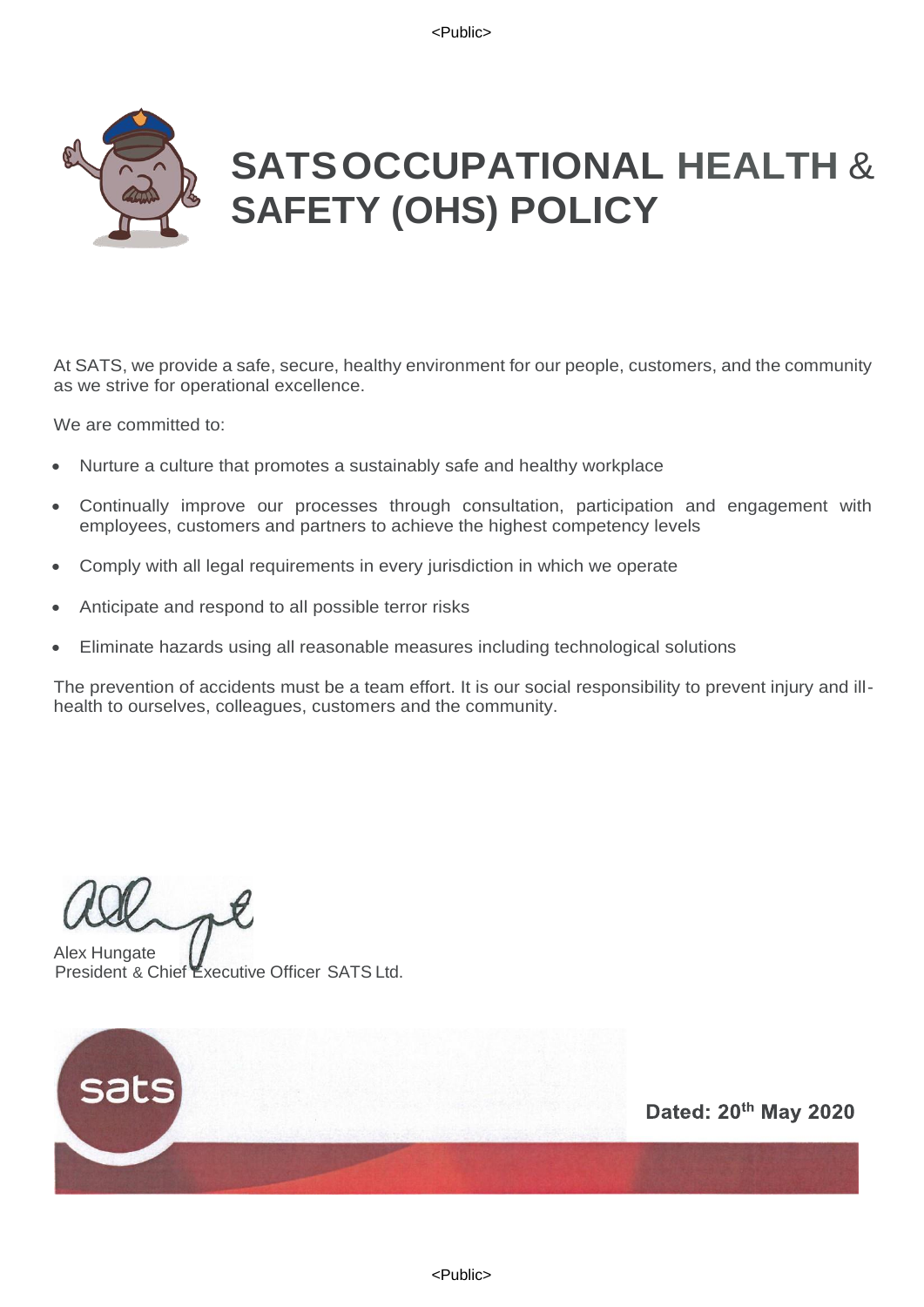# SATS OCCUPATIONAL HEALTH & SAFETY (OHS) POLICY

At SATS, we provide a safe, secure, healthy environment for our people, customers, and the community as we strive for operational excellence.

We are committed to:

- Nurture a culture that promotes a sustainably safe and healthy workplace
- Continually improve our processes through consultation, participation and engagement with employees, customers and partners to achieve the highest competency levels
- Comply with all legal requirements in every jurisdiction in which we operate
- Anticipate and respond to all possible terror risks
- Eliminate hazards using all reasonable measures including technological solutions

The prevention of accidents must be a team effort. It is our social responsibility to prevent injury and ill-health to ourselves, colleagues, customers and the community.

Alex Hungate
President & Chief Executive Officer SATS Ltd.

sats

**Dated: 20th May 2020**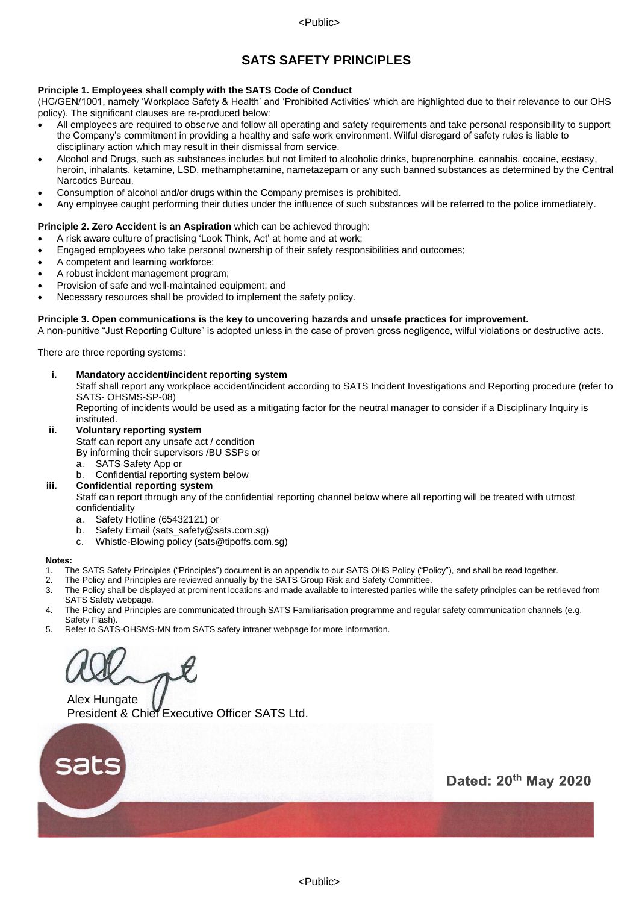# SATS SAFETY PRINCIPLES

**Principle 1. Employees shall comply with the SATS Code of Conduct**
(HC/GEN/1001, namely 'Workplace Safety & Health' and 'Prohibited Activities' which are highlighted due to their relevance to our OHS policy). The significant clauses are re-produced below:

- All employees are required to observe and follow all operating and safety requirements and take personal responsibility to support the Company's commitment in providing a healthy and safe work environment. Wilful disregard of safety rules is liable to disciplinary action which may result in their dismissal from service.
- Alcohol and Drugs, such as substances includes but not limited to alcoholic drinks, buprenorphine, cannabis, cocaine, ecstasy, heroin, inhalants, ketamine, LSD, methamphetamine, nametazepam or any such banned substances as determined by the Central Narcotics Bureau.
- Consumption of alcohol and/or drugs within the Company premises is prohibited.
- Any employee caught performing their duties under the influence of such substances will be referred to the police immediately.

**Principle 2. Zero Accident is an Aspiration** which can be achieved through:

- A risk aware culture of practising 'Look Think, Act' at home and at work;
- Engaged employees who take personal ownership of their safety responsibilities and outcomes;
- A competent and learning workforce;
- A robust incident management program;
- Provision of safe and well-maintained equipment; and
- Necessary resources shall be provided to implement the safety policy.

**Principle 3. Open communications is the key to uncovering hazards and unsafe practices for improvement.**
A non-punitive "Just Reporting Culture" is adopted unless in the case of proven gross negligence, wilful violations or destructive acts.

There are three reporting systems:

**i. Mandatory accident/incident reporting system**
Staff shall report any workplace accident/incident according to SATS Incident Investigations and Reporting procedure (refer to SATS- OHSMS-SP-08)
Reporting of incidents would be used as a mitigating factor for the neutral manager to consider if a Disciplinary Inquiry is instituted.

**ii. Voluntary reporting system**
Staff can report any unsafe act / condition
By informing their supervisors /BU SSPs or
a. SATS Safety App or
b. Confidential reporting system below

**iii. Confidential reporting system**
Staff can report through any of the confidential reporting channel below where all reporting will be treated with utmost confidentiality
a. Safety Hotline (65432121) or
b. Safety Email (sats_safety@sats.com.sg)
c. Whistle-Blowing policy (sats@tipoffs.com.sg)

**Notes:**

1. The SATS Safety Principles ("Principles") document is an appendix to our SATS OHS Policy ("Policy"), and shall be read together.
2. The Policy and Principles are reviewed annually by the SATS Group Risk and Safety Committee.
3. The Policy shall be displayed at prominent locations and made available to interested parties while the safety principles can be retrieved from SATS Safety webpage.
4. The Policy and Principles are communicated through SATS Familiarisation programme and regular safety communication channels (e.g. Safety Flash).
5. Refer to SATS-OHSMS-MN from SATS safety intranet webpage for more information.

Alex Hungate
President & Chief Executive Officer SATS Ltd.

sats

**Dated: 20th May 2020**